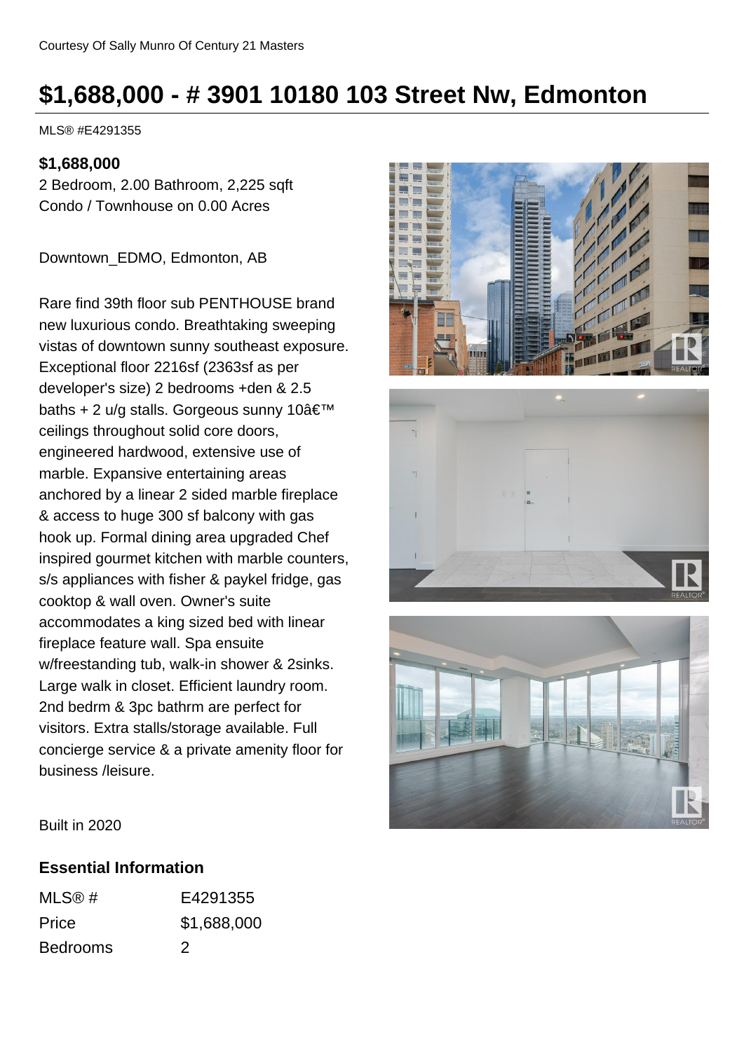Courtesy Of Sally Munro Of Century 21 Masters

# $1,688,000 - # 3901 10180 103 Street Nw, Edmonton

MLS® #E4291355

**$1,688,000**

2 Bedroom, 2.00 Bathroom, 2,225 sqft
Condo / Townhouse on 0.00 Acres

Downtown_EDMO, Edmonton, AB

Rare find 39th floor sub PENTHOUSE brand new luxurious condo. Breathtaking sweeping vistas of downtown sunny southeast exposure. Exceptional floor 2216sf (2363sf as per developer's size) 2 bedrooms +den & 2.5 baths + 2 u/g stalls. Gorgeous sunny 10â€™ ceilings throughout solid core doors, engineered hardwood, extensive use of marble. Expansive entertaining areas anchored by a linear 2 sided marble fireplace & access to huge 300 sf balcony with gas hook up. Formal dining area upgraded Chef inspired gourmet kitchen with marble counters, s/s appliances with fisher & paykel fridge, gas cooktop & wall oven. Owner's suite accommodates a king sized bed with linear fireplace feature wall. Spa ensuite w/freestanding tub, walk-in shower & 2sinks. Large walk in closet. Efficient laundry room. 2nd bedrm & 3pc bathrm are perfect for visitors. Extra stalls/storage available. Full concierge service & a private amenity floor for business /leisure.

Built in 2020

## Essential Information

| MLS® # | E4291355 |
| --- | --- |
| Price | $1,688,000 |
| Bedrooms | 2 |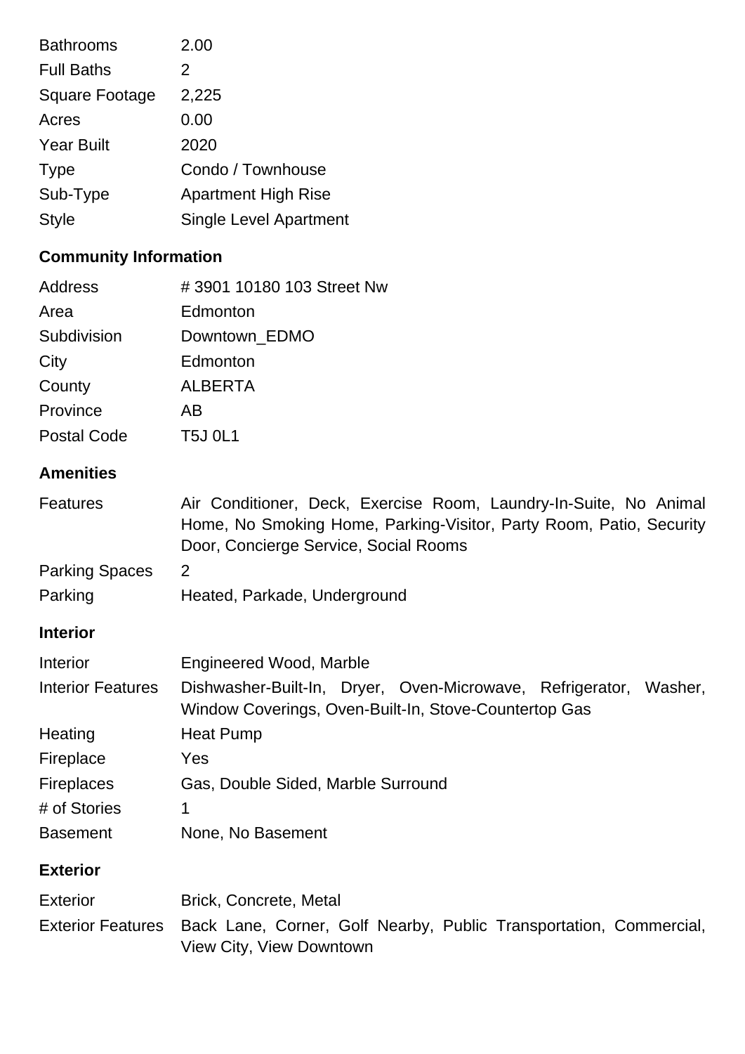| | |
|---|---|
| Bathrooms | 2.00 |
| Full Baths | 2 |
| Square Footage | 2,225 |
| Acres | 0.00 |
| Year Built | 2020 |
| Type | Condo / Townhouse |
| Sub-Type | Apartment High Rise |
| Style | Single Level Apartment |

## Community Information

| | |
|---|---|
| Address | # 3901 10180 103 Street Nw |
| Area | Edmonton |
| Subdivision | Downtown_EDMO |
| City | Edmonton |
| County | ALBERTA |
| Province | AB |
| Postal Code | T5J 0L1 |

## Amenities

| | |
|---|---|
| Features | Air Conditioner, Deck, Exercise Room, Laundry-In-Suite, No Animal Home, No Smoking Home, Parking-Visitor, Party Room, Patio, Security Door, Concierge Service, Social Rooms |
| Parking Spaces | 2 |
| Parking | Heated, Parkade, Underground |

## Interior

| | |
|---|---|
| Interior | Engineered Wood, Marble |
| Interior Features | Dishwasher-Built-In, Dryer, Oven-Microwave, Refrigerator, Washer, Window Coverings, Oven-Built-In, Stove-Countertop Gas |
| Heating | Heat Pump |
| Fireplace | Yes |
| Fireplaces | Gas, Double Sided, Marble Surround |
| # of Stories | 1 |
| Basement | None, No Basement |

## Exterior

| | |
|---|---|
| Exterior | Brick, Concrete, Metal |
| Exterior Features | Back Lane, Corner, Golf Nearby, Public Transportation, Commercial, View City, View Downtown |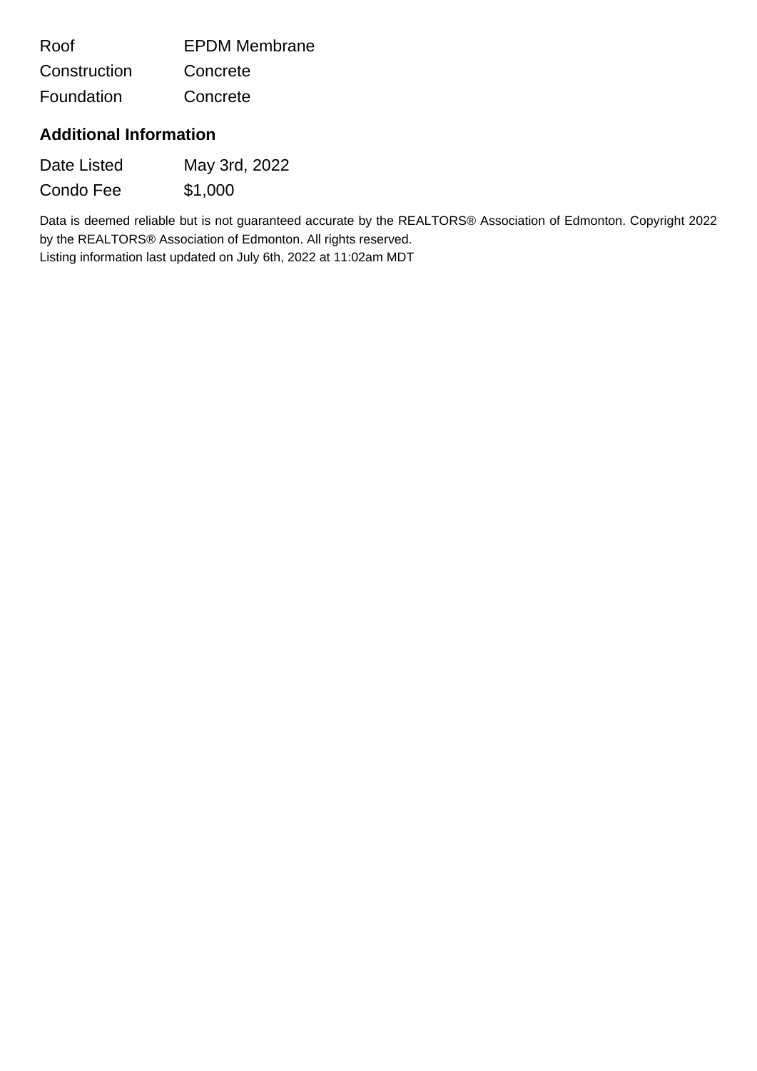| | |
|---|---|
| Roof | EPDM Membrane |
| Construction | Concrete |
| Foundation | Concrete |

### Additional Information

| | |
|---|---|
| Date Listed | May 3rd, 2022 |
| Condo Fee | $1,000 |

Data is deemed reliable but is not guaranteed accurate by the REALTORS® Association of Edmonton. Copyright 2022 by the REALTORS® Association of Edmonton. All rights reserved.
Listing information last updated on July 6th, 2022 at 11:02am MDT